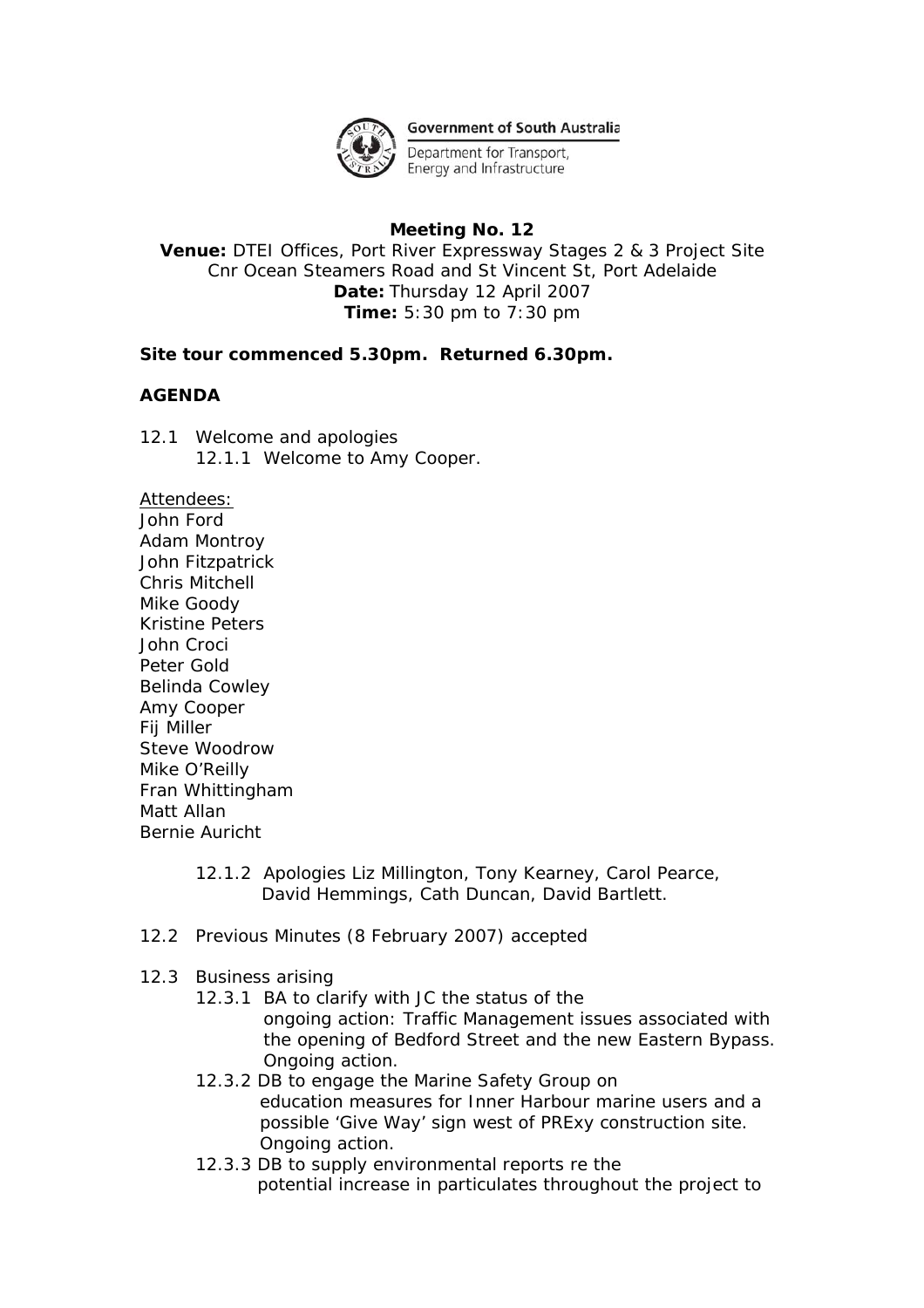Government of South Australia

Department for Transport, Energy and Infrastructure

**Meeting No. 12**

**Venue:** DTEI Offices, Port River Expressway Stages 2 & 3 Project Site
Cnr Ocean Steamers Road and St Vincent St, Port Adelaide
**Date:** Thursday 12 April 2007
**Time:** 5:30 pm to 7:30 pm

**Site tour commenced 5.30pm. Returned 6.30pm.**

**AGENDA**

12.1 Welcome and apologies
  12.1.1 Welcome to Amy Cooper.

Attendees:
John Ford
Adam Montroy
John Fitzpatrick
Chris Mitchell
Mike Goody
Kristine Peters
John Croci
Peter Gold
Belinda Cowley
Amy Cooper
Fij Miller
Steve Woodrow
Mike O'Reilly
Fran Whittingham
Matt Allan
Bernie Auricht

  12.1.2 Apologies Liz Millington, Tony Kearney, Carol Pearce, David Hemmings, Cath Duncan, David Bartlett.

12.2 Previous Minutes (8 February 2007) accepted

12.3 Business arising
  12.3.1 BA to clarify with JC the status of the ongoing action: Traffic Management issues associated with the opening of Bedford Street and the new Eastern Bypass. Ongoing action.
  12.3.2 DB to engage the Marine Safety Group on education measures for Inner Harbour marine users and a possible 'Give Way' sign west of PRExy construction site. Ongoing action.
  12.3.3 DB to supply environmental reports re the potential increase in particulates throughout the project to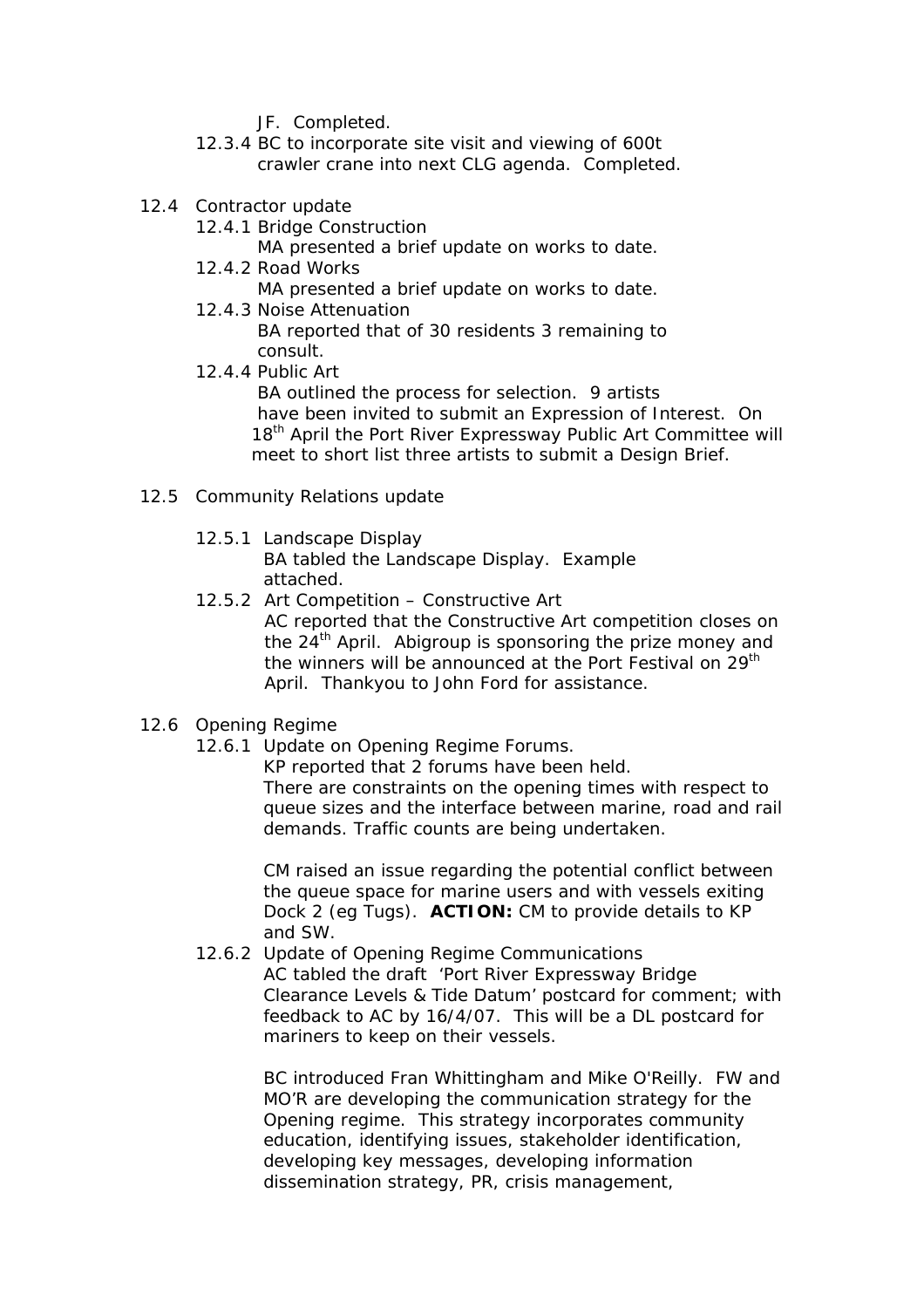JF. Completed.

12.3.4 BC to incorporate site visit and viewing of 600t crawler crane into next CLG agenda. Completed.

12.4 Contractor update

12.4.1 Bridge Construction

MA presented a brief update on works to date.

12.4.2 Road Works

MA presented a brief update on works to date.

12.4.3 Noise Attenuation

BA reported that of 30 residents 3 remaining to consult.

12.4.4 Public Art

BA outlined the process for selection. 9 artists have been invited to submit an Expression of Interest. On 18th April the Port River Expressway Public Art Committee will meet to short list three artists to submit a Design Brief.

12.5 Community Relations update

12.5.1 Landscape Display

BA tabled the Landscape Display. Example attached.

12.5.2 Art Competition – Constructive Art

AC reported that the Constructive Art competition closes on the 24th April. Abigroup is sponsoring the prize money and the winners will be announced at the Port Festival on 29th April. Thankyou to John Ford for assistance.

12.6 Opening Regime

12.6.1 Update on Opening Regime Forums.

KP reported that 2 forums have been held. There are constraints on the opening times with respect to queue sizes and the interface between marine, road and rail demands. Traffic counts are being undertaken.

CM raised an issue regarding the potential conflict between the queue space for marine users and with vessels exiting Dock 2 (eg Tugs). **ACTION:** CM to provide details to KP and SW.

12.6.2 Update of Opening Regime Communications

AC tabled the draft 'Port River Expressway Bridge Clearance Levels & Tide Datum' postcard for comment; with feedback to AC by 16/4/07. This will be a DL postcard for mariners to keep on their vessels.

BC introduced Fran Whittingham and Mike O'Reilly. FW and MO'R are developing the communication strategy for the Opening regime. This strategy incorporates community education, identifying issues, stakeholder identification, developing key messages, developing information dissemination strategy, PR, crisis management,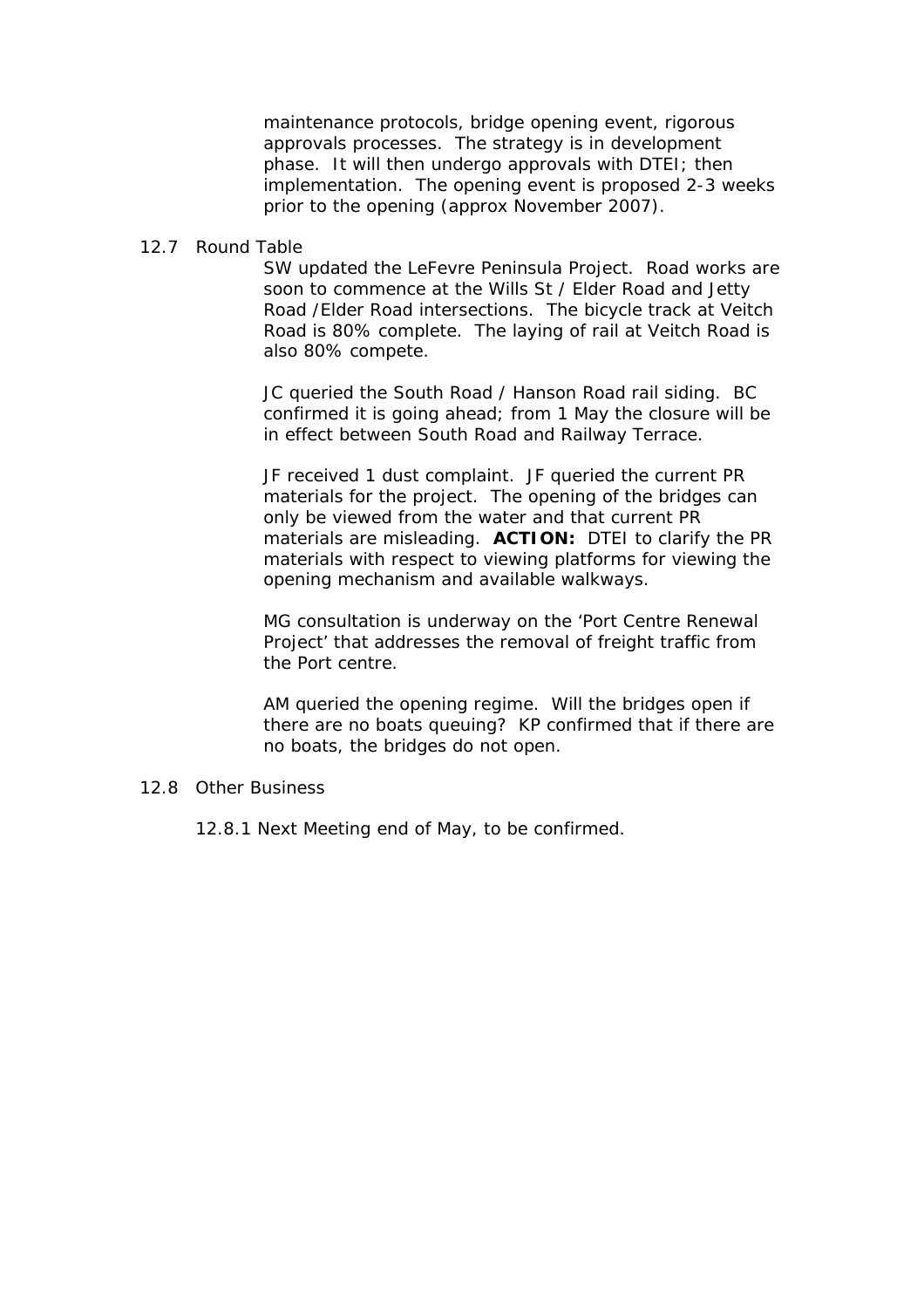maintenance protocols, bridge opening event, rigorous approvals processes. The strategy is in development phase. It will then undergo approvals with DTEI; then implementation. The opening event is proposed 2-3 weeks prior to the opening (approx November 2007).

12.7 Round Table

SW updated the LeFevre Peninsula Project. Road works are soon to commence at the Wills St / Elder Road and Jetty Road /Elder Road intersections. The bicycle track at Veitch Road is 80% complete. The laying of rail at Veitch Road is also 80% compete.

JC queried the South Road / Hanson Road rail siding. BC confirmed it is going ahead; from 1 May the closure will be in effect between South Road and Railway Terrace.

JF received 1 dust complaint. JF queried the current PR materials for the project. The opening of the bridges can only be viewed from the water and that current PR materials are misleading. **ACTION:** DTEI to clarify the PR materials with respect to viewing platforms for viewing the opening mechanism and available walkways.

MG consultation is underway on the 'Port Centre Renewal Project' that addresses the removal of freight traffic from the Port centre.

AM queried the opening regime. Will the bridges open if there are no boats queuing? KP confirmed that if there are no boats, the bridges do not open.

12.8 Other Business

12.8.1 Next Meeting end of May, to be confirmed.